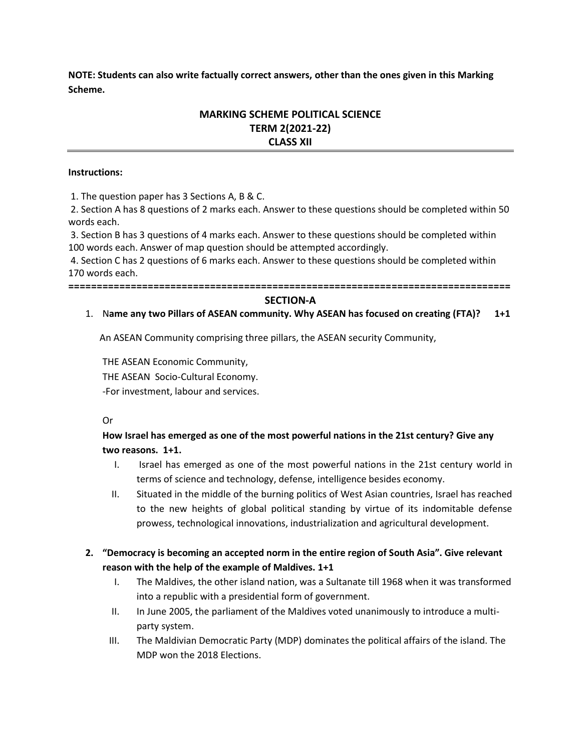**NOTE: Students can also write factually correct answers, other than the ones given in this Marking Scheme.**

## MARKING SCHEME POLITICAL SCIENCE
## TERM 2(2021-22)
## CLASS XII

**Instructions:**

1. The question paper has 3 Sections A, B & C.
2. Section A has 8 questions of 2 marks each. Answer to these questions should be completed within 50 words each.
3. Section B has 3 questions of 4 marks each. Answer to these questions should be completed within 100 words each. Answer of map question should be attempted accordingly.
4. Section C has 2 questions of 6 marks each. Answer to these questions should be completed within 170 words each.

==============================================================================

## SECTION-A

1. N**ame any two Pillars of ASEAN community. Why ASEAN has focused on creating (FTA)? 1+1**

An ASEAN Community comprising three pillars, the ASEAN security Community,

THE ASEAN Economic Community,

THE ASEAN Socio-Cultural Economy.

-For investment, labour and services.

Or

**How Israel has emerged as one of the most powerful nations in the 21st century? Give any two reasons. 1+1.**

I. Israel has emerged as one of the most powerful nations in the 21st century world in terms of science and technology, defense, intelligence besides economy.

II. Situated in the middle of the burning politics of West Asian countries, Israel has reached to the new heights of global political standing by virtue of its indomitable defense prowess, technological innovations, industrialization and agricultural development.

2. **"Democracy is becoming an accepted norm in the entire region of South Asia". Give relevant reason with the help of the example of Maldives. 1+1**

I. The Maldives, the other island nation, was a Sultanate till 1968 when it was transformed into a republic with a presidential form of government.

II. In June 2005, the parliament of the Maldives voted unanimously to introduce a multi-party system.

III. The Maldivian Democratic Party (MDP) dominates the political affairs of the island. The MDP won the 2018 Elections.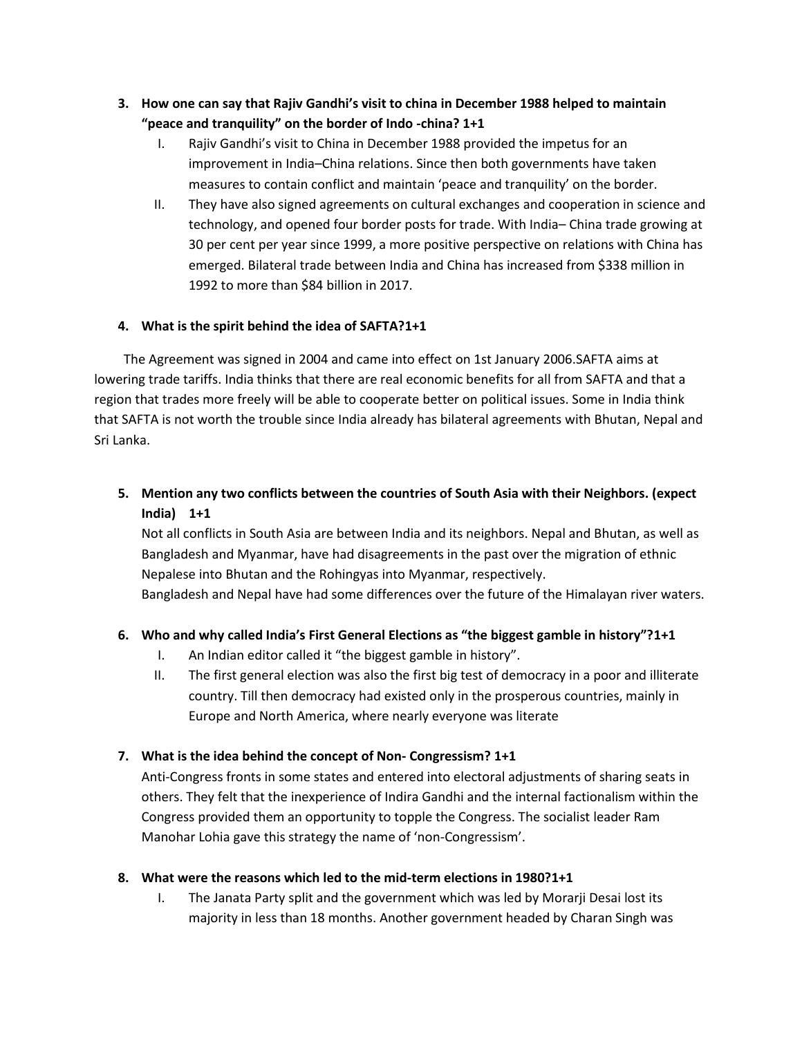3. **How one can say that Rajiv Gandhi's visit to china in December 1988 helped to maintain "peace and tranquility" on the border of Indo -china? 1+1**

   I. Rajiv Gandhi's visit to China in December 1988 provided the impetus for an improvement in India–China relations. Since then both governments have taken measures to contain conflict and maintain 'peace and tranquility' on the border.

   II. They have also signed agreements on cultural exchanges and cooperation in science and technology, and opened four border posts for trade. With India– China trade growing at 30 per cent per year since 1999, a more positive perspective on relations with China has emerged. Bilateral trade between India and China has increased from $338 million in 1992 to more than $84 billion in 2017.

4. **What is the spirit behind the idea of SAFTA?1+1**

The Agreement was signed in 2004 and came into effect on 1st January 2006.SAFTA aims at lowering trade tariffs. India thinks that there are real economic benefits for all from SAFTA and that a region that trades more freely will be able to cooperate better on political issues. Some in India think that SAFTA is not worth the trouble since India already has bilateral agreements with Bhutan, Nepal and Sri Lanka.

5. **Mention any two conflicts between the countries of South Asia with their Neighbors. (expect India) 1+1**

   Not all conflicts in South Asia are between India and its neighbors. Nepal and Bhutan, as well as Bangladesh and Myanmar, have had disagreements in the past over the migration of ethnic Nepalese into Bhutan and the Rohingyas into Myanmar, respectively.

   Bangladesh and Nepal have had some differences over the future of the Himalayan river waters.

6. **Who and why called India's First General Elections as "the biggest gamble in history"?1+1**

   I. An Indian editor called it "the biggest gamble in history".

   II. The first general election was also the first big test of democracy in a poor and illiterate country. Till then democracy had existed only in the prosperous countries, mainly in Europe and North America, where nearly everyone was literate

7. **What is the idea behind the concept of Non- Congressism? 1+1**

   Anti-Congress fronts in some states and entered into electoral adjustments of sharing seats in others. They felt that the inexperience of Indira Gandhi and the internal factionalism within the Congress provided them an opportunity to topple the Congress. The socialist leader Ram Manohar Lohia gave this strategy the name of 'non-Congressism'.

8. **What were the reasons which led to the mid-term elections in 1980?1+1**

   I. The Janata Party split and the government which was led by Morarji Desai lost its majority in less than 18 months. Another government headed by Charan Singh was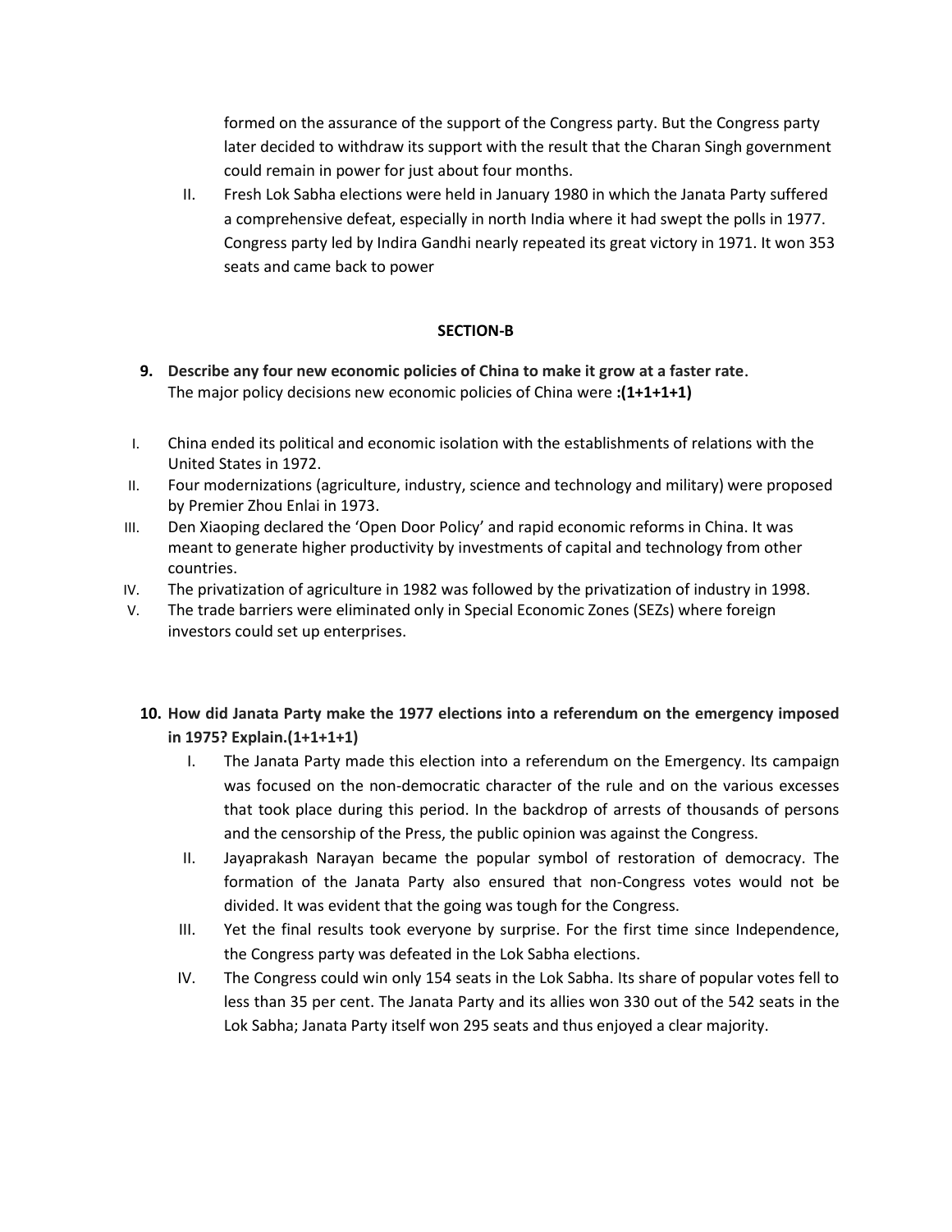formed on the assurance of the support of the Congress party. But the Congress party later decided to withdraw its support with the result that the Charan Singh government could remain in power for just about four months.

II. Fresh Lok Sabha elections were held in January 1980 in which the Janata Party suffered a comprehensive defeat, especially in north India where it had swept the polls in 1977. Congress party led by Indira Gandhi nearly repeated its great victory in 1971. It won 353 seats and came back to power

## SECTION-B

**9. Describe any four new economic policies of China to make it grow at a faster rate.**
The major policy decisions new economic policies of China were **:(1+1+1+1)**

I. China ended its political and economic isolation with the establishments of relations with the United States in 1972.
II. Four modernizations (agriculture, industry, science and technology and military) were proposed by Premier Zhou Enlai in 1973.
III. Den Xiaoping declared the 'Open Door Policy' and rapid economic reforms in China. It was meant to generate higher productivity by investments of capital and technology from other countries.
IV. The privatization of agriculture in 1982 was followed by the privatization of industry in 1998.
V. The trade barriers were eliminated only in Special Economic Zones (SEZs) where foreign investors could set up enterprises.

**10. How did Janata Party make the 1977 elections into a referendum on the emergency imposed in 1975? Explain.(1+1+1+1)**

I. The Janata Party made this election into a referendum on the Emergency. Its campaign was focused on the non-democratic character of the rule and on the various excesses that took place during this period. In the backdrop of arrests of thousands of persons and the censorship of the Press, the public opinion was against the Congress.
II. Jayaprakash Narayan became the popular symbol of restoration of democracy. The formation of the Janata Party also ensured that non-Congress votes would not be divided. It was evident that the going was tough for the Congress.
III. Yet the final results took everyone by surprise. For the first time since Independence, the Congress party was defeated in the Lok Sabha elections.
IV. The Congress could win only 154 seats in the Lok Sabha. Its share of popular votes fell to less than 35 per cent. The Janata Party and its allies won 330 out of the 542 seats in the Lok Sabha; Janata Party itself won 295 seats and thus enjoyed a clear majority.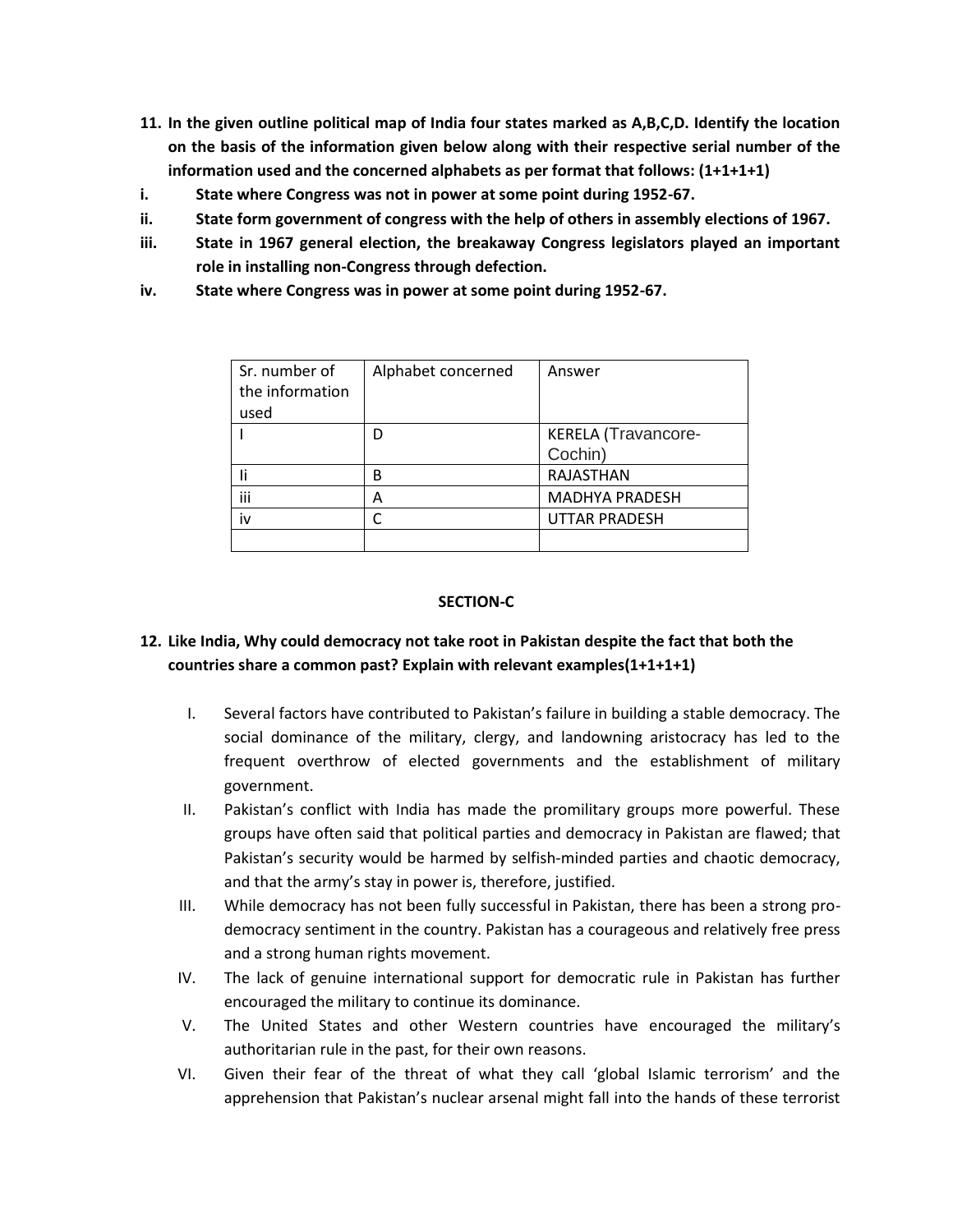**11. In the given outline political map of India four states marked as A,B,C,D. Identify the location on the basis of the information given below along with their respective serial number of the information used and the concerned alphabets as per format that follows: (1+1+1+1)**

i. **State where Congress was not in power at some point during 1952-67.**

ii. **State form government of congress with the help of others in assembly elections of 1967.**

iii. **State in 1967 general election, the breakaway Congress legislators played an important role in installing non-Congress through defection.**

iv. **State where Congress was in power at some point during 1952-67.**

| Sr. number of the information used | Alphabet concerned | Answer |
|---|---|---|
| I | D | KERELA (Travancore-Cochin) |
| Ii | B | RAJASTHAN |
| iii | A | MADHYA PRADESH |
| iv | C | UTTAR PRADESH |
| | | |

**SECTION-C**

**12. Like India, Why could democracy not take root in Pakistan despite the fact that both the countries share a common past? Explain with relevant examples(1+1+1+1)**

I. Several factors have contributed to Pakistan's failure in building a stable democracy. The social dominance of the military, clergy, and landowning aristocracy has led to the frequent overthrow of elected governments and the establishment of military government.

II. Pakistan's conflict with India has made the promilitary groups more powerful. These groups have often said that political parties and democracy in Pakistan are flawed; that Pakistan's security would be harmed by selfish-minded parties and chaotic democracy, and that the army's stay in power is, therefore, justified.

III. While democracy has not been fully successful in Pakistan, there has been a strong pro-democracy sentiment in the country. Pakistan has a courageous and relatively free press and a strong human rights movement.

IV. The lack of genuine international support for democratic rule in Pakistan has further encouraged the military to continue its dominance.

V. The United States and other Western countries have encouraged the military's authoritarian rule in the past, for their own reasons.

VI. Given their fear of the threat of what they call 'global Islamic terrorism' and the apprehension that Pakistan's nuclear arsenal might fall into the hands of these terrorist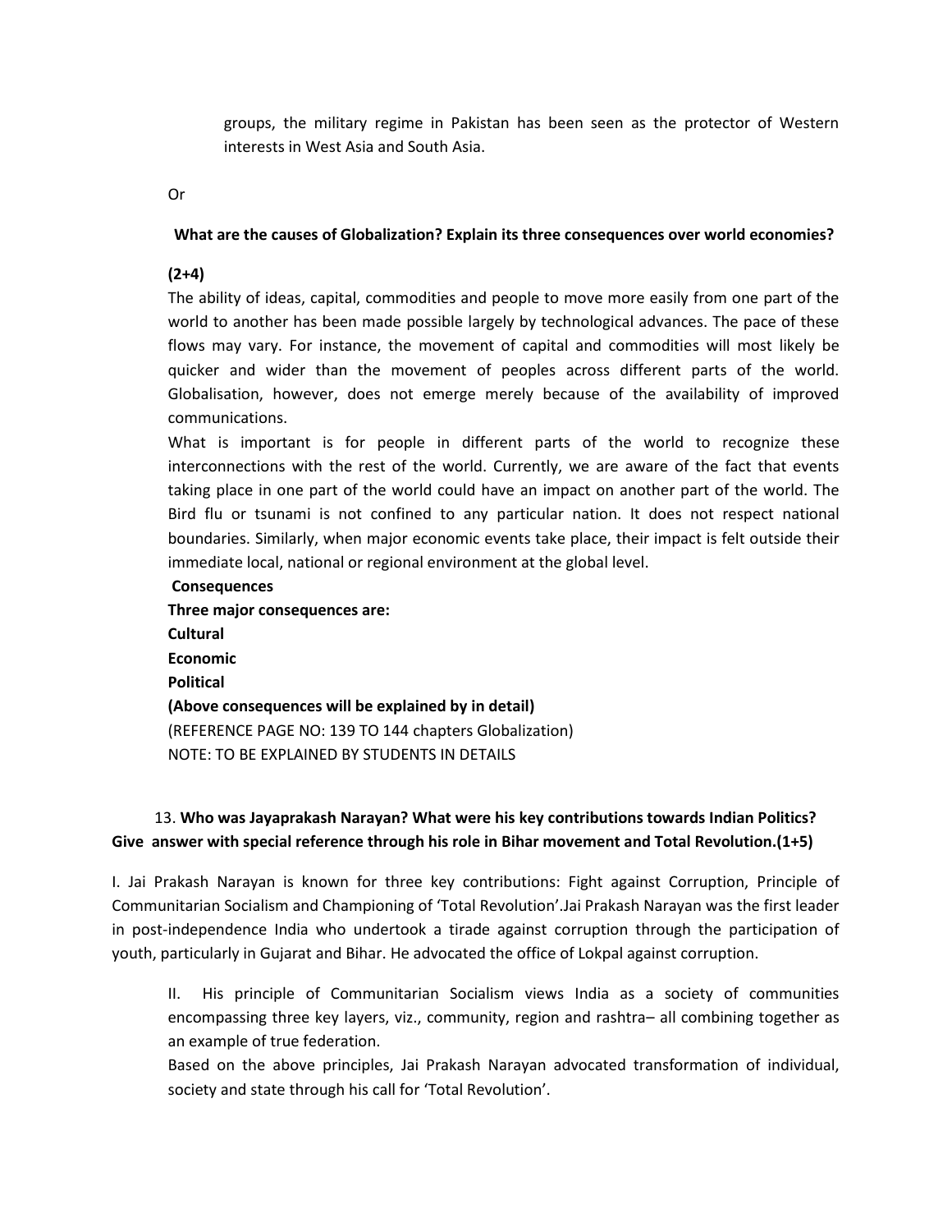groups, the military regime in Pakistan has been seen as the protector of Western interests in West Asia and South Asia.

Or

**What are the causes of Globalization? Explain its three consequences over world economies?**

**(2+4)**

The ability of ideas, capital, commodities and people to move more easily from one part of the world to another has been made possible largely by technological advances. The pace of these flows may vary. For instance, the movement of capital and commodities will most likely be quicker and wider than the movement of peoples across different parts of the world. Globalisation, however, does not emerge merely because of the availability of improved communications.

What is important is for people in different parts of the world to recognize these interconnections with the rest of the world. Currently, we are aware of the fact that events taking place in one part of the world could have an impact on another part of the world. The Bird flu or tsunami is not confined to any particular nation. It does not respect national boundaries. Similarly, when major economic events take place, their impact is felt outside their immediate local, national or regional environment at the global level.

**Consequences**

**Three major consequences are:**

**Cultural**

**Economic**

**Political**

**(Above consequences will be explained by in detail)**

(REFERENCE PAGE NO: 139 TO 144 chapters Globalization)

NOTE: TO BE EXPLAINED BY STUDENTS IN DETAILS

13. **Who was Jayaprakash Narayan? What were his key contributions towards Indian Politics? Give answer with special reference through his role in Bihar movement and Total Revolution.(1+5)**

I. Jai Prakash Narayan is known for three key contributions: Fight against Corruption, Principle of Communitarian Socialism and Championing of 'Total Revolution'.Jai Prakash Narayan was the first leader in post-independence India who undertook a tirade against corruption through the participation of youth, particularly in Gujarat and Bihar. He advocated the office of Lokpal against corruption.

II. His principle of Communitarian Socialism views India as a society of communities encompassing three key layers, viz., community, region and rashtra– all combining together as an example of true federation.

Based on the above principles, Jai Prakash Narayan advocated transformation of individual, society and state through his call for 'Total Revolution'.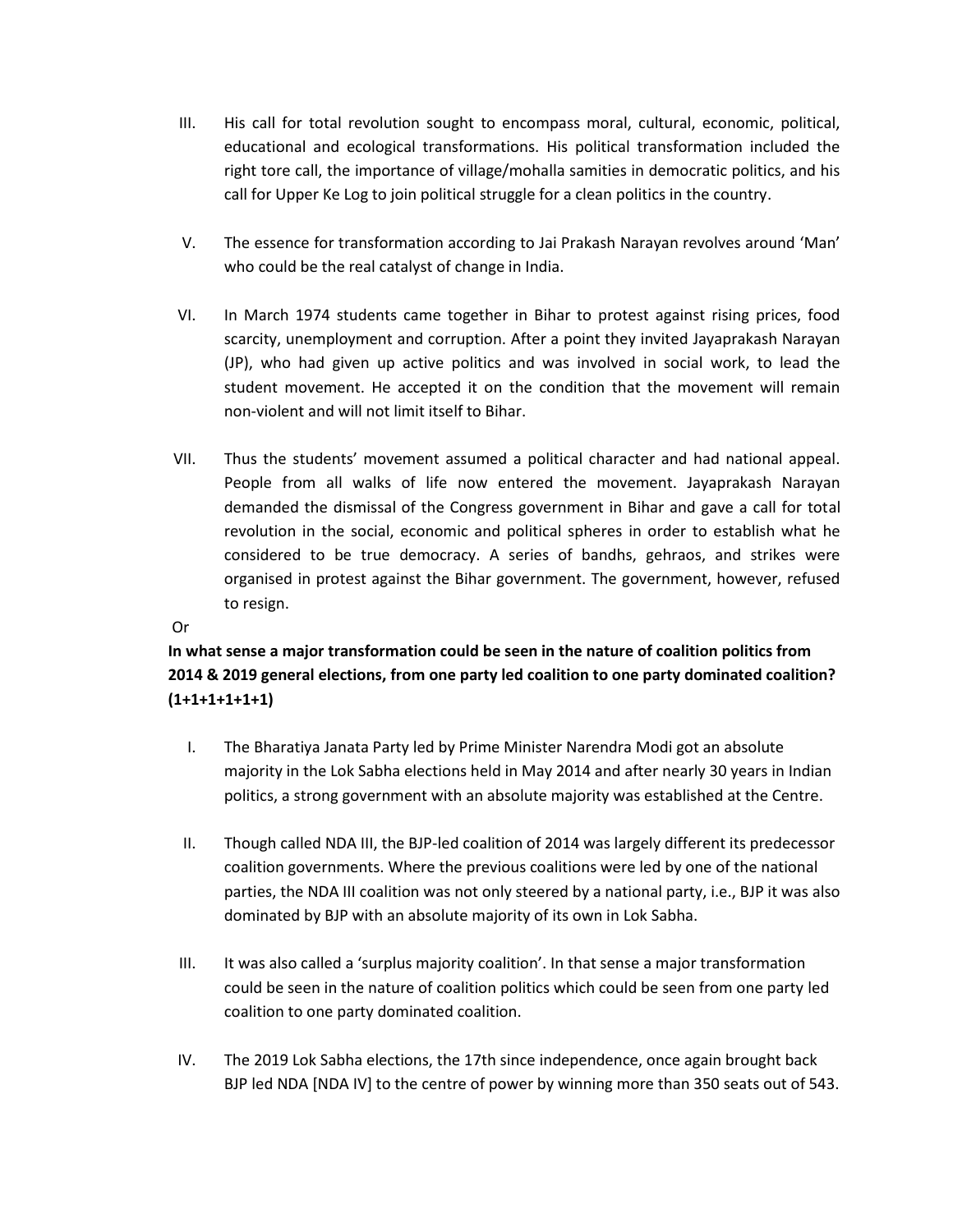III. His call for total revolution sought to encompass moral, cultural, economic, political, educational and ecological transformations. His political transformation included the right tore call, the importance of village/mohalla samities in democratic politics, and his call for Upper Ke Log to join political struggle for a clean politics in the country.

V. The essence for transformation according to Jai Prakash Narayan revolves around 'Man' who could be the real catalyst of change in India.

VI. In March 1974 students came together in Bihar to protest against rising prices, food scarcity, unemployment and corruption. After a point they invited Jayaprakash Narayan (JP), who had given up active politics and was involved in social work, to lead the student movement. He accepted it on the condition that the movement will remain non-violent and will not limit itself to Bihar.

VII. Thus the students' movement assumed a political character and had national appeal. People from all walks of life now entered the movement. Jayaprakash Narayan demanded the dismissal of the Congress government in Bihar and gave a call for total revolution in the social, economic and political spheres in order to establish what he considered to be true democracy. A series of bandhs, gehraos, and strikes were organised in protest against the Bihar government. The government, however, refused to resign.

Or

**In what sense a major transformation could be seen in the nature of coalition politics from 2014 & 2019 general elections, from one party led coalition to one party dominated coalition? (1+1+1+1+1+1)**

I. The Bharatiya Janata Party led by Prime Minister Narendra Modi got an absolute majority in the Lok Sabha elections held in May 2014 and after nearly 30 years in Indian politics, a strong government with an absolute majority was established at the Centre.

II. Though called NDA III, the BJP-led coalition of 2014 was largely different its predecessor coalition governments. Where the previous coalitions were led by one of the national parties, the NDA III coalition was not only steered by a national party, i.e., BJP it was also dominated by BJP with an absolute majority of its own in Lok Sabha.

III. It was also called a 'surplus majority coalition'. In that sense a major transformation could be seen in the nature of coalition politics which could be seen from one party led coalition to one party dominated coalition.

IV. The 2019 Lok Sabha elections, the 17th since independence, once again brought back BJP led NDA [NDA IV] to the centre of power by winning more than 350 seats out of 543.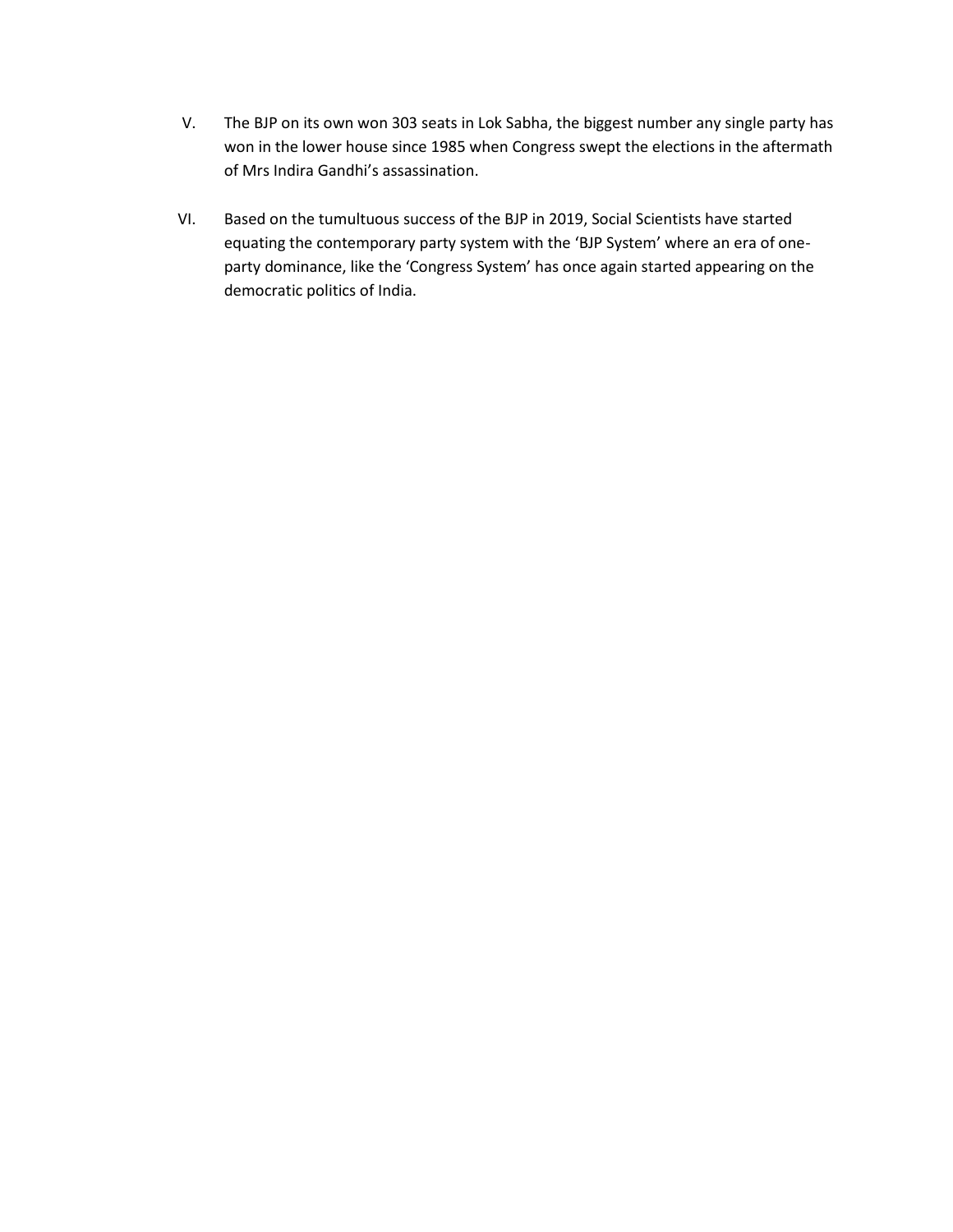V. The BJP on its own won 303 seats in Lok Sabha, the biggest number any single party has won in the lower house since 1985 when Congress swept the elections in the aftermath of Mrs Indira Gandhi's assassination.

VI. Based on the tumultuous success of the BJP in 2019, Social Scientists have started equating the contemporary party system with the 'BJP System' where an era of one-party dominance, like the 'Congress System' has once again started appearing on the democratic politics of India.